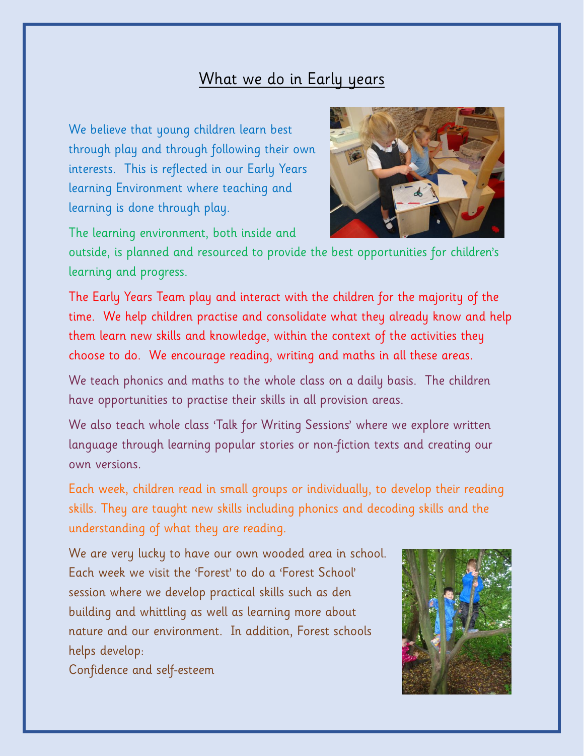# What we do in Early years

We believe that young children learn best through play and through following their own interests. This is reflected in our Early Years learning Environment where teaching and learning is done through play.

The learning environment, both inside and outside, is planned and resourced to provide the best opportunities for children's learning and progress.

The Early Years Team play and interact with the children for the majority of the time. We help children practise and consolidate what they already know and help them learn new skills and knowledge, within the context of the activities they choose to do. We encourage reading, writing and maths in all these areas.

We teach phonics and maths to the whole class on a daily basis. The children have opportunities to practise their skills in all provision areas.

We also teach whole class 'Talk for Writing Sessions' where we explore written language through learning popular stories or non-fiction texts and creating our own versions.

Each week, children read in small groups or individually, to develop their reading skills. They are taught new skills including phonics and decoding skills and the understanding of what they are reading.

We are very lucky to have our own wooded area in school. Each week we visit the 'Forest' to do a 'Forest School' session where we develop practical skills such as den building and whittling as well as learning more about nature and our environment. In addition, Forest schools helps develop:

Confidence and self-esteem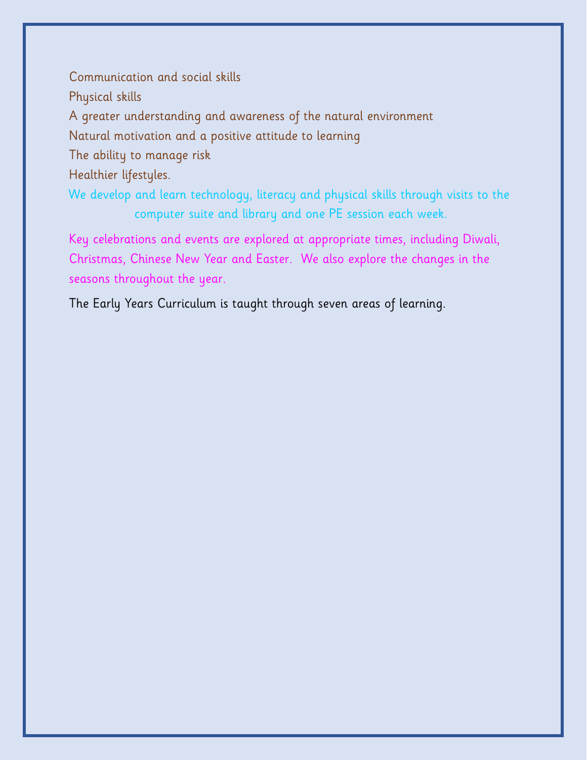Communication and social skills

Physical skills

A greater understanding and awareness of the natural environment

Natural motivation and a positive attitude to learning

The ability to manage risk

Healthier lifestyles.

We develop and learn technology, literacy and physical skills through visits to the computer suite and library and one PE session each week.

Key celebrations and events are explored at appropriate times, including Diwali, Christmas, Chinese New Year and Easter. We also explore the changes in the seasons throughout the year.

The Early Years Curriculum is taught through seven areas of learning.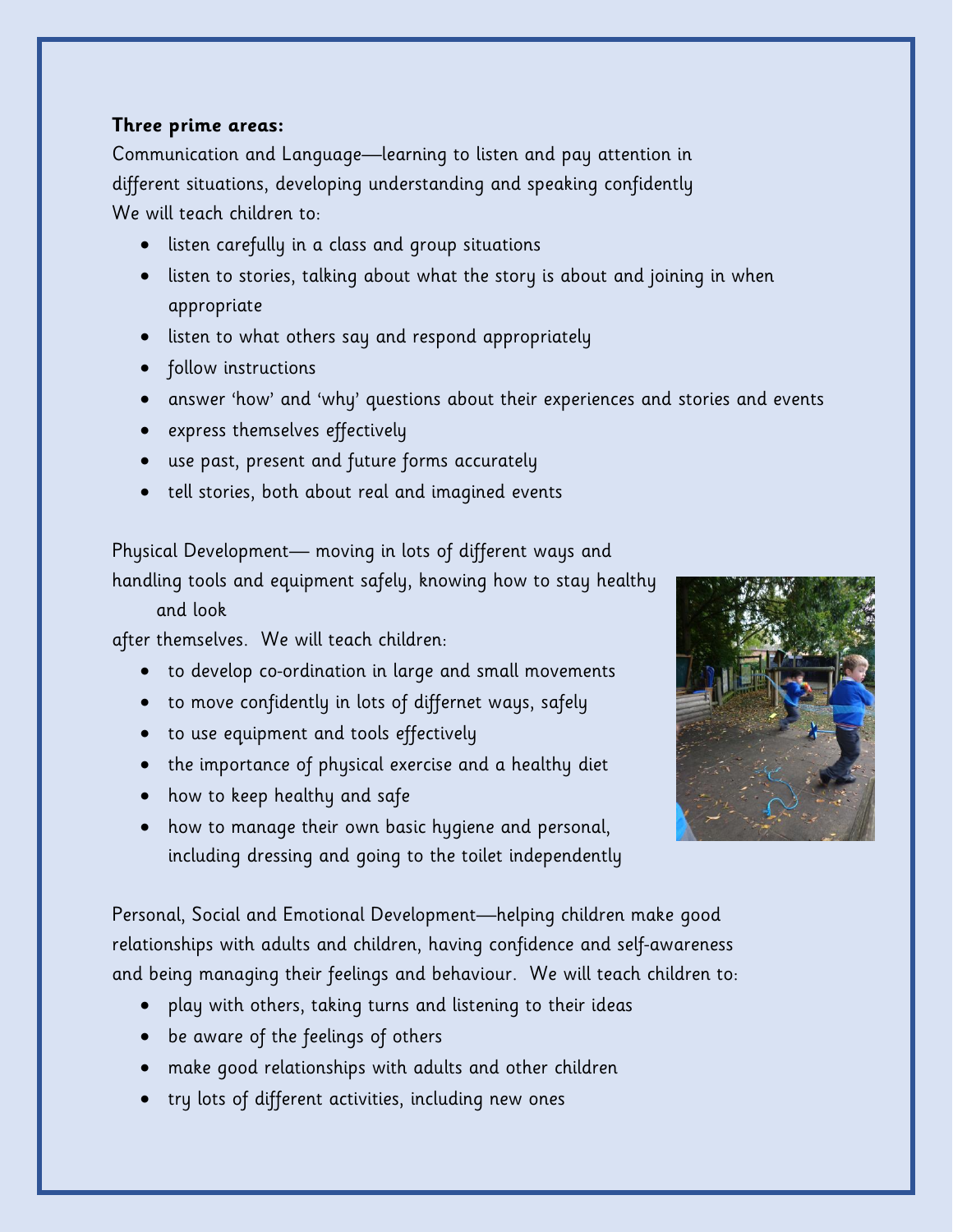**Three prime areas:**

Communication and Language—learning to listen and pay attention in different situations, developing understanding and speaking confidently
We will teach children to:

- listen carefully in a class and group situations
- listen to stories, talking about what the story is about and joining in when appropriate
- listen to what others say and respond appropriately
- follow instructions
- answer 'how' and 'why' questions about their experiences and stories and events
- express themselves effectively
- use past, present and future forms accurately
- tell stories, both about real and imagined events

Physical Development— moving in lots of different ways and handling tools and equipment safely, knowing how to stay healthy and look after themselves. We will teach children:

- to develop co-ordination in large and small movements
- to move confidently in lots of differnet ways, safely
- to use equipment and tools effectively
- the importance of physical exercise and a healthy diet
- how to keep healthy and safe
- how to manage their own basic hygiene and personal, including dressing and going to the toilet independently

Personal, Social and Emotional Development—helping children make good relationships with adults and children, having confidence and self-awareness and being managing their feelings and behaviour. We will teach children to:

- play with others, taking turns and listening to their ideas
- be aware of the feelings of others
- make good relationships with adults and other children
- try lots of different activities, including new ones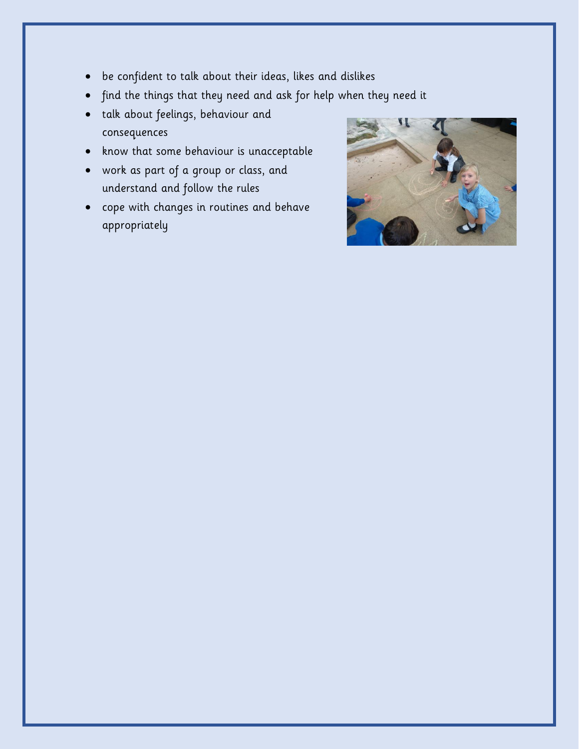- be confident to talk about their ideas, likes and dislikes
- find the things that they need and ask for help when they need it
- talk about feelings, behaviour and consequences
- know that some behaviour is unacceptable
- work as part of a group or class, and understand and follow the rules
- cope with changes in routines and behave appropriately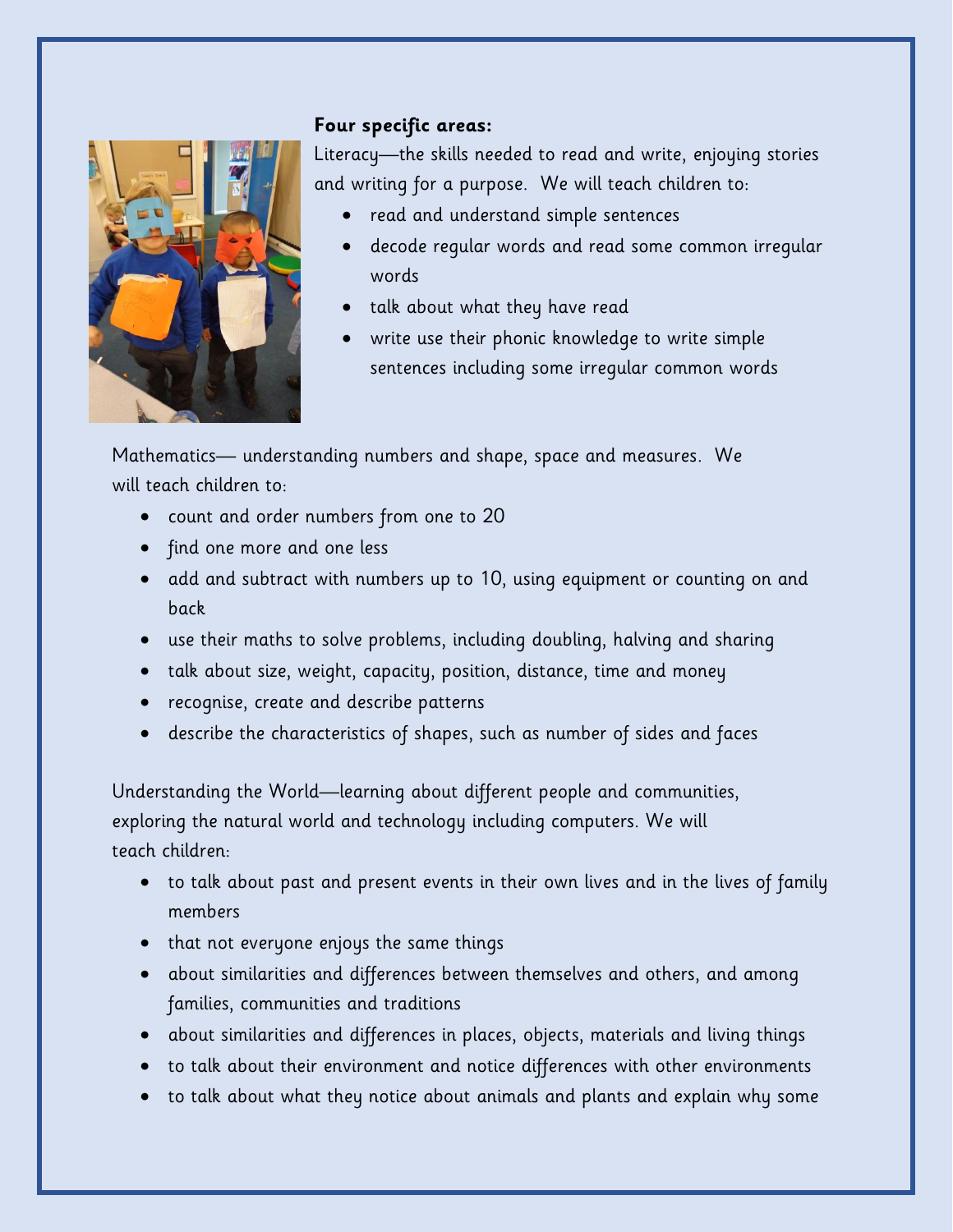**Four specific areas:**

Literacy—the skills needed to read and write, enjoying stories and writing for a purpose. We will teach children to:

- read and understand simple sentences
- decode regular words and read some common irregular words
- talk about what they have read
- write use their phonic knowledge to write simple sentences including some irregular common words

Mathematics— understanding numbers and shape, space and measures. We will teach children to:

- count and order numbers from one to 20
- find one more and one less
- add and subtract with numbers up to 10, using equipment or counting on and back
- use their maths to solve problems, including doubling, halving and sharing
- talk about size, weight, capacity, position, distance, time and money
- recognise, create and describe patterns
- describe the characteristics of shapes, such as number of sides and faces

Understanding the World—learning about different people and communities, exploring the natural world and technology including computers. We will teach children:

- to talk about past and present events in their own lives and in the lives of family members
- that not everyone enjoys the same things
- about similarities and differences between themselves and others, and among families, communities and traditions
- about similarities and differences in places, objects, materials and living things
- to talk about their environment and notice differences with other environments
- to talk about what they notice about animals and plants and explain why some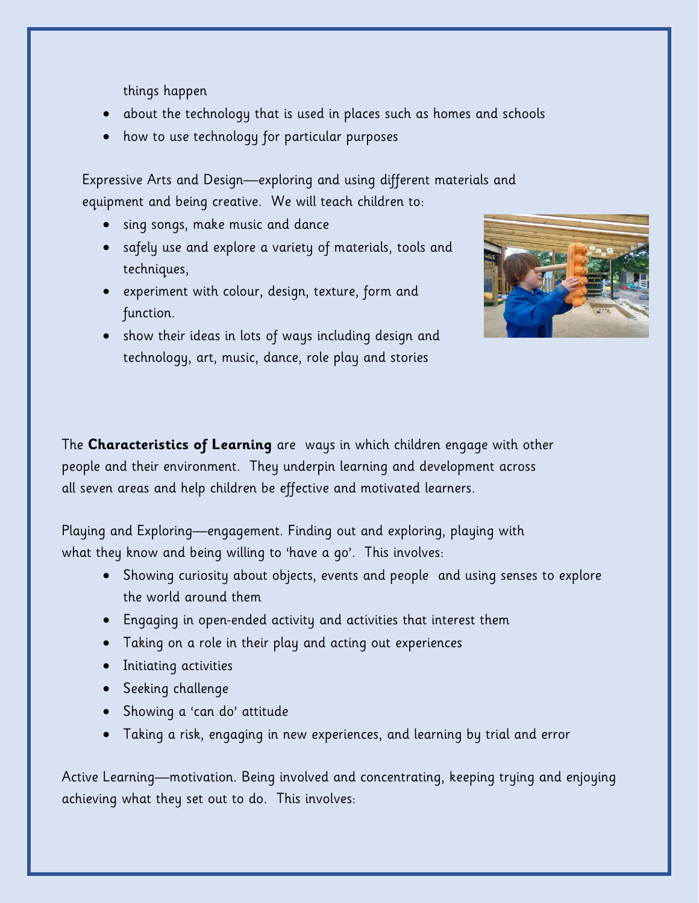things happen

- about the technology that is used in places such as homes and schools
- how to use technology for particular purposes

Expressive Arts and Design—exploring and using different materials and equipment and being creative. We will teach children to:

- sing songs, make music and dance
- safely use and explore a variety of materials, tools and techniques,
- experiment with colour, design, texture, form and function.
- show their ideas in lots of ways including design and technology, art, music, dance, role play and stories

The **Characteristics of Learning** are ways in which children engage with other people and their environment. They underpin learning and development across all seven areas and help children be effective and motivated learners.

Playing and Exploring—engagement. Finding out and exploring, playing with what they know and being willing to 'have a go'. This involves:

- Showing curiosity about objects, events and people and using senses to explore the world around them
- Engaging in open-ended activity and activities that interest them
- Taking on a role in their play and acting out experiences
- Initiating activities
- Seeking challenge
- Showing a 'can do' attitude
- Taking a risk, engaging in new experiences, and learning by trial and error

Active Learning—motivation. Being involved and concentrating, keeping trying and enjoying achieving what they set out to do. This involves: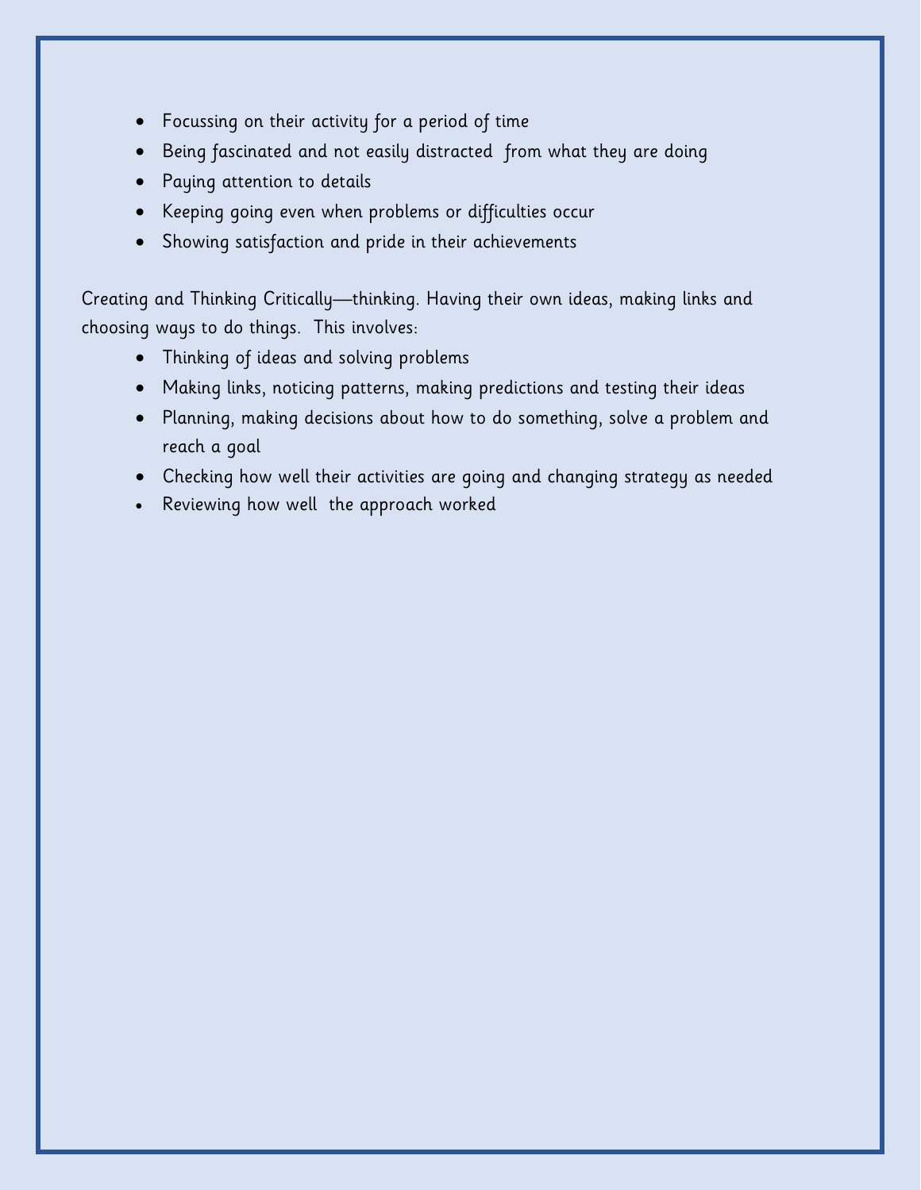- Focussing on their activity for a period of time
- Being fascinated and not easily distracted from what they are doing
- Paying attention to details
- Keeping going even when problems or difficulties occur
- Showing satisfaction and pride in their achievements

Creating and Thinking Critically—thinking. Having their own ideas, making links and choosing ways to do things. This involves:

- Thinking of ideas and solving problems
- Making links, noticing patterns, making predictions and testing their ideas
- Planning, making decisions about how to do something, solve a problem and reach a goal
- Checking how well their activities are going and changing strategy as needed
- Reviewing how well the approach worked